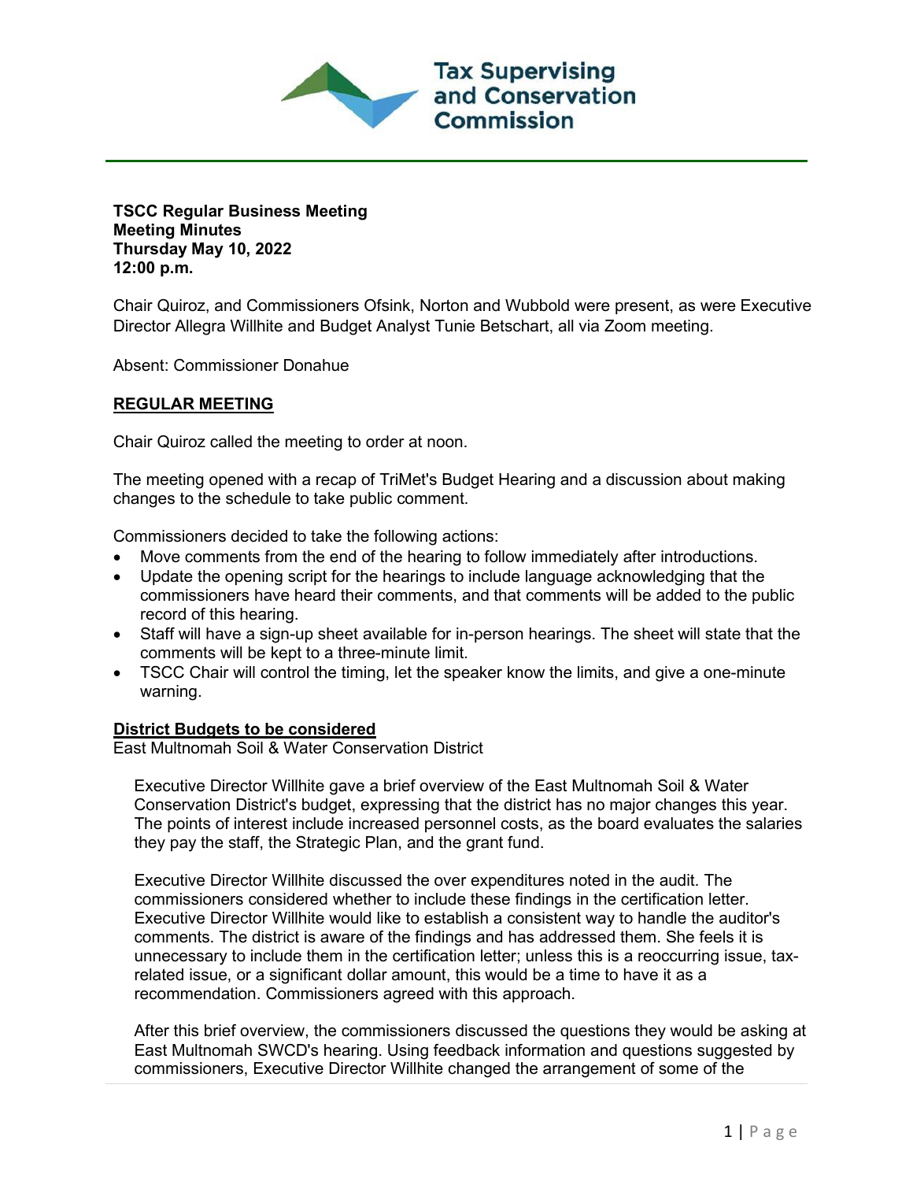**Tax Supervising and Conservation Commission**

**TSCC Regular Business Meeting**
**Meeting Minutes**
**Thursday May 10, 2022**
**12:00 p.m.**

Chair Quiroz, and Commissioners Ofsink, Norton and Wubbold were present, as were Executive Director Allegra Willhite and Budget Analyst Tunie Betschart, all via Zoom meeting.

Absent: Commissioner Donahue

## REGULAR MEETING

Chair Quiroz called the meeting to order at noon.

The meeting opened with a recap of TriMet's Budget Hearing and a discussion about making changes to the schedule to take public comment.

Commissioners decided to take the following actions:

- Move comments from the end of the hearing to follow immediately after introductions.
- Update the opening script for the hearings to include language acknowledging that the commissioners have heard their comments, and that comments will be added to the public record of this hearing.
- Staff will have a sign-up sheet available for in-person hearings. The sheet will state that the comments will be kept to a three-minute limit.
- TSCC Chair will control the timing, let the speaker know the limits, and give a one-minute warning.

### District Budgets to be considered

East Multnomah Soil & Water Conservation District

Executive Director Willhite gave a brief overview of the East Multnomah Soil & Water Conservation District's budget, expressing that the district has no major changes this year. The points of interest include increased personnel costs, as the board evaluates the salaries they pay the staff, the Strategic Plan, and the grant fund.

Executive Director Willhite discussed the over expenditures noted in the audit. The commissioners considered whether to include these findings in the certification letter. Executive Director Willhite would like to establish a consistent way to handle the auditor's comments. The district is aware of the findings and has addressed them. She feels it is unnecessary to include them in the certification letter; unless this is a reoccurring issue, tax-related issue, or a significant dollar amount, this would be a time to have it as a recommendation. Commissioners agreed with this approach.

After this brief overview, the commissioners discussed the questions they would be asking at East Multnomah SWCD's hearing. Using feedback information and questions suggested by commissioners, Executive Director Willhite changed the arrangement of some of the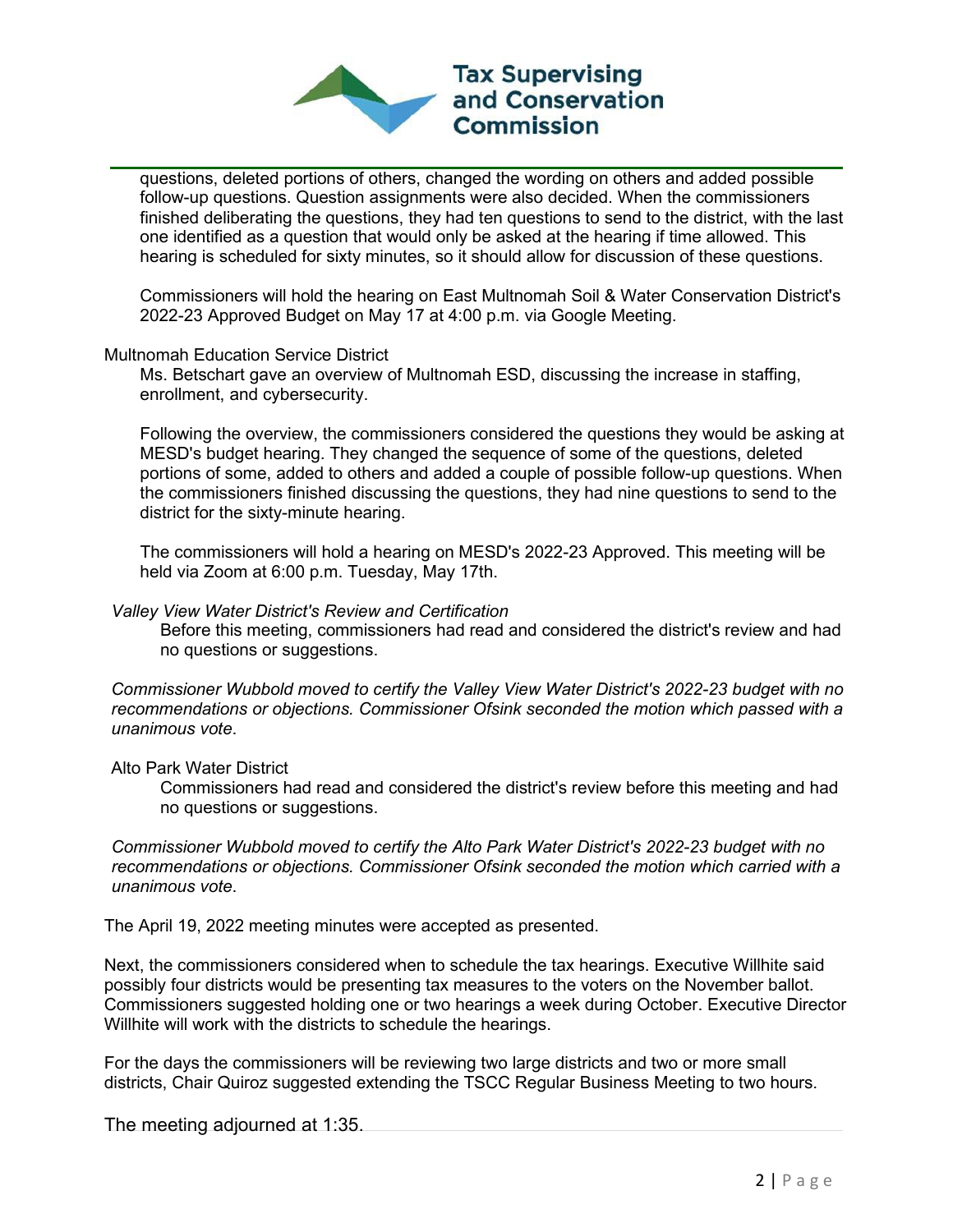questions, deleted portions of others, changed the wording on others and added possible follow-up questions. Question assignments were also decided. When the commissioners finished deliberating the questions, they had ten questions to send to the district, with the last one identified as a question that would only be asked at the hearing if time allowed. This hearing is scheduled for sixty minutes, so it should allow for discussion of these questions.

Commissioners will hold the hearing on East Multnomah Soil & Water Conservation District's 2022-23 Approved Budget on May 17 at 4:00 p.m. via Google Meeting.

Multnomah Education Service District

Ms. Betschart gave an overview of Multnomah ESD, discussing the increase in staffing, enrollment, and cybersecurity.

Following the overview, the commissioners considered the questions they would be asking at MESD's budget hearing. They changed the sequence of some of the questions, deleted portions of some, added to others and added a couple of possible follow-up questions. When the commissioners finished discussing the questions, they had nine questions to send to the district for the sixty-minute hearing.

The commissioners will hold a hearing on MESD's 2022-23 Approved. This meeting will be held via Zoom at 6:00 p.m. Tuesday, May 17th.

*Valley View Water District's Review and Certification*

Before this meeting, commissioners had read and considered the district's review and had no questions or suggestions.

*Commissioner Wubbold moved to certify the Valley View Water District's 2022-23 budget with no recommendations or objections. Commissioner Ofsink seconded the motion which passed with a unanimous vote*.

Alto Park Water District

Commissioners had read and considered the district's review before this meeting and had no questions or suggestions.

*Commissioner Wubbold moved to certify the Alto Park Water District's 2022-23 budget with no recommendations or objections. Commissioner Ofsink seconded the motion which carried with a unanimous vote*.

The April 19, 2022 meeting minutes were accepted as presented.

Next, the commissioners considered when to schedule the tax hearings. Executive Willhite said possibly four districts would be presenting tax measures to the voters on the November ballot. Commissioners suggested holding one or two hearings a week during October. Executive Director Willhite will work with the districts to schedule the hearings.

For the days the commissioners will be reviewing two large districts and two or more small districts, Chair Quiroz suggested extending the TSCC Regular Business Meeting to two hours.

The meeting adjourned at 1:35.